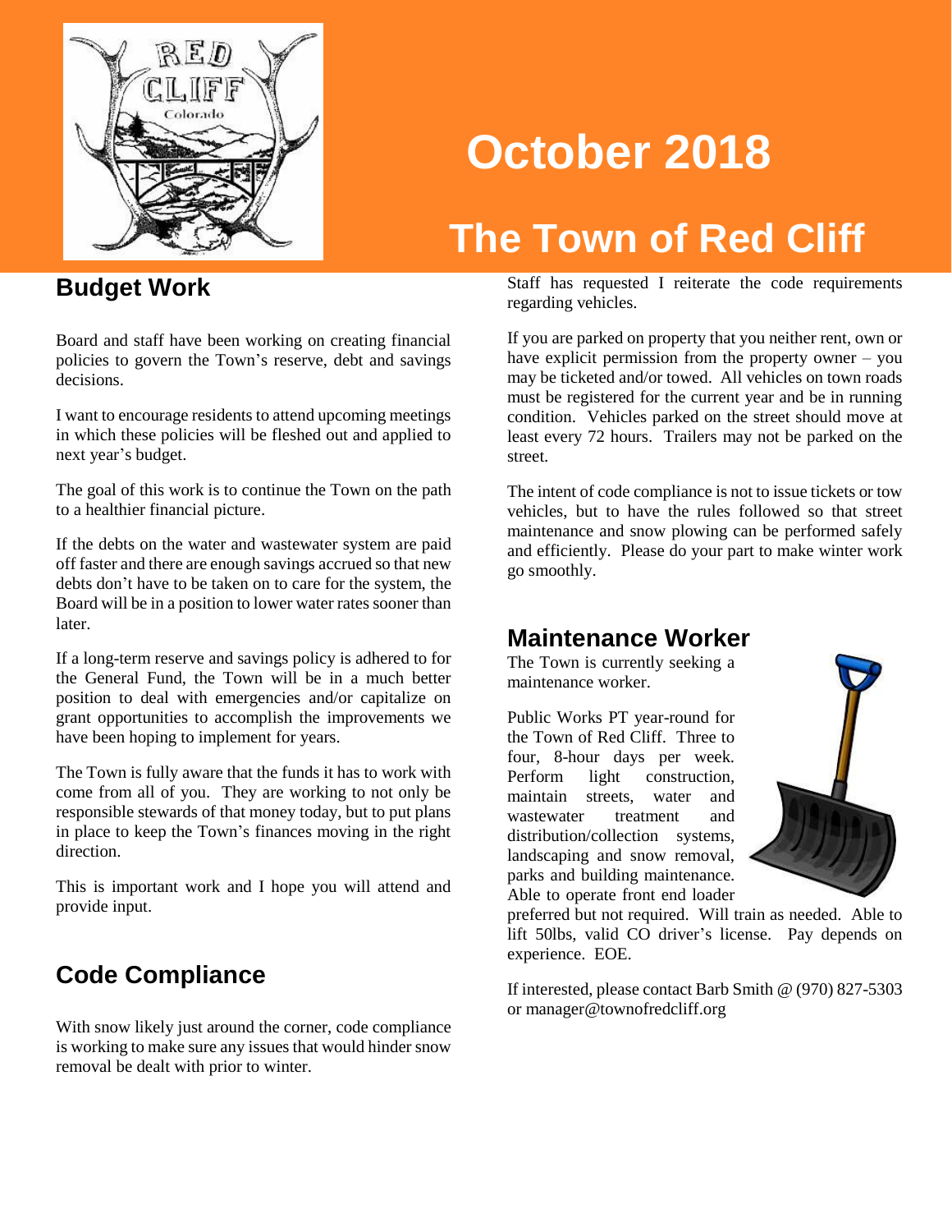# October 2018

# The Town of Red Cliff

## Budget Work

Board and staff have been working on creating financial policies to govern the Town's reserve, debt and savings decisions.

I want to encourage residents to attend upcoming meetings in which these policies will be fleshed out and applied to next year's budget.

The goal of this work is to continue the Town on the path to a healthier financial picture.

If the debts on the water and wastewater system are paid off faster and there are enough savings accrued so that new debts don't have to be taken on to care for the system, the Board will be in a position to lower water rates sooner than later.

If a long-term reserve and savings policy is adhered to for the General Fund, the Town will be in a much better position to deal with emergencies and/or capitalize on grant opportunities to accomplish the improvements we have been hoping to implement for years.

The Town is fully aware that the funds it has to work with come from all of you. They are working to not only be responsible stewards of that money today, but to put plans in place to keep the Town's finances moving in the right direction.

This is important work and I hope you will attend and provide input.

## Code Compliance

With snow likely just around the corner, code compliance is working to make sure any issues that would hinder snow removal be dealt with prior to winter.

Staff has requested I reiterate the code requirements regarding vehicles.

If you are parked on property that you neither rent, own or have explicit permission from the property owner – you may be ticketed and/or towed. All vehicles on town roads must be registered for the current year and be in running condition. Vehicles parked on the street should move at least every 72 hours. Trailers may not be parked on the street.

The intent of code compliance is not to issue tickets or tow vehicles, but to have the rules followed so that street maintenance and snow plowing can be performed safely and efficiently. Please do your part to make winter work go smoothly.

## Maintenance Worker

The Town is currently seeking a maintenance worker.

Public Works PT year-round for the Town of Red Cliff. Three to four, 8-hour days per week. Perform light construction, maintain streets, water and wastewater treatment and distribution/collection systems, landscaping and snow removal, parks and building maintenance. Able to operate front end loader preferred but not required. Will train as needed. Able to lift 50lbs, valid CO driver's license. Pay depends on experience. EOE.

If interested, please contact Barb Smith @ (970) 827-5303 or manager@townofredcliff.org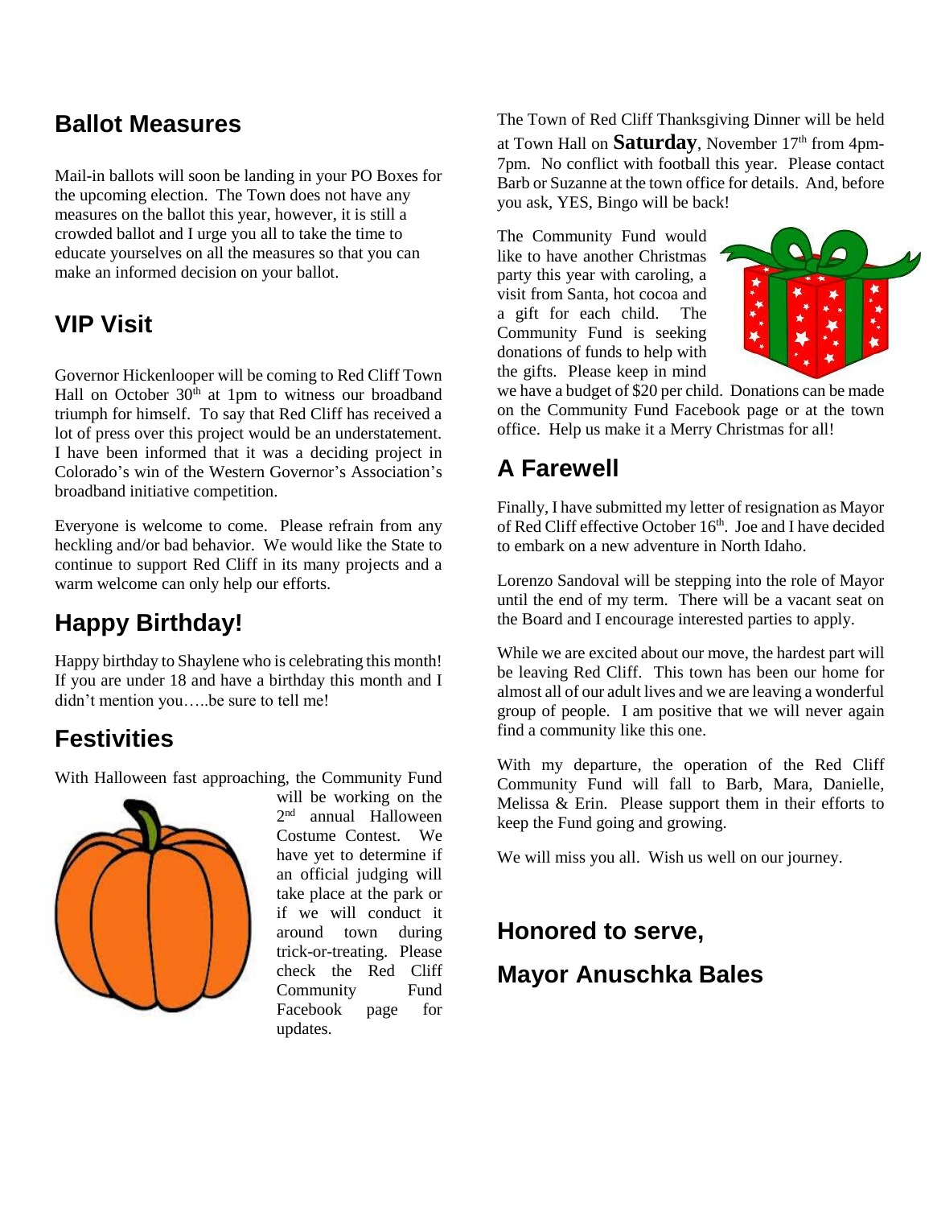## Ballot Measures

Mail-in ballots will soon be landing in your PO Boxes for the upcoming election. The Town does not have any measures on the ballot this year, however, it is still a crowded ballot and I urge you all to take the time to educate yourselves on all the measures so that you can make an informed decision on your ballot.

## VIP Visit

Governor Hickenlooper will be coming to Red Cliff Town Hall on October 30th at 1pm to witness our broadband triumph for himself. To say that Red Cliff has received a lot of press over this project would be an understatement. I have been informed that it was a deciding project in Colorado's win of the Western Governor's Association's broadband initiative competition.

Everyone is welcome to come. Please refrain from any heckling and/or bad behavior. We would like the State to continue to support Red Cliff in its many projects and a warm welcome can only help our efforts.

## Happy Birthday!

Happy birthday to Shaylene who is celebrating this month! If you are under 18 and have a birthday this month and I didn't mention you…..be sure to tell me!

## Festivities

With Halloween fast approaching, the Community Fund will be working on the 2nd annual Halloween Costume Contest. We have yet to determine if an official judging will take place at the park or if we will conduct it around town during trick-or-treating. Please check the Red Cliff Community Fund Facebook page for updates.

The Town of Red Cliff Thanksgiving Dinner will be held at Town Hall on **Saturday**, November 17th from 4pm-7pm. No conflict with football this year. Please contact Barb or Suzanne at the town office for details. And, before you ask, YES, Bingo will be back!

The Community Fund would like to have another Christmas party this year with caroling, a visit from Santa, hot cocoa and a gift for each child. The Community Fund is seeking donations of funds to help with the gifts. Please keep in mind we have a budget of $20 per child. Donations can be made on the Community Fund Facebook page or at the town office. Help us make it a Merry Christmas for all!

## A Farewell

Finally, I have submitted my letter of resignation as Mayor of Red Cliff effective October 16th. Joe and I have decided to embark on a new adventure in North Idaho.

Lorenzo Sandoval will be stepping into the role of Mayor until the end of my term. There will be a vacant seat on the Board and I encourage interested parties to apply.

While we are excited about our move, the hardest part will be leaving Red Cliff. This town has been our home for almost all of our adult lives and we are leaving a wonderful group of people. I am positive that we will never again find a community like this one.

With my departure, the operation of the Red Cliff Community Fund will fall to Barb, Mara, Danielle, Melissa & Erin. Please support them in their efforts to keep the Fund going and growing.

We will miss you all. Wish us well on our journey.

**Honored to serve,**

**Mayor Anuschka Bales**